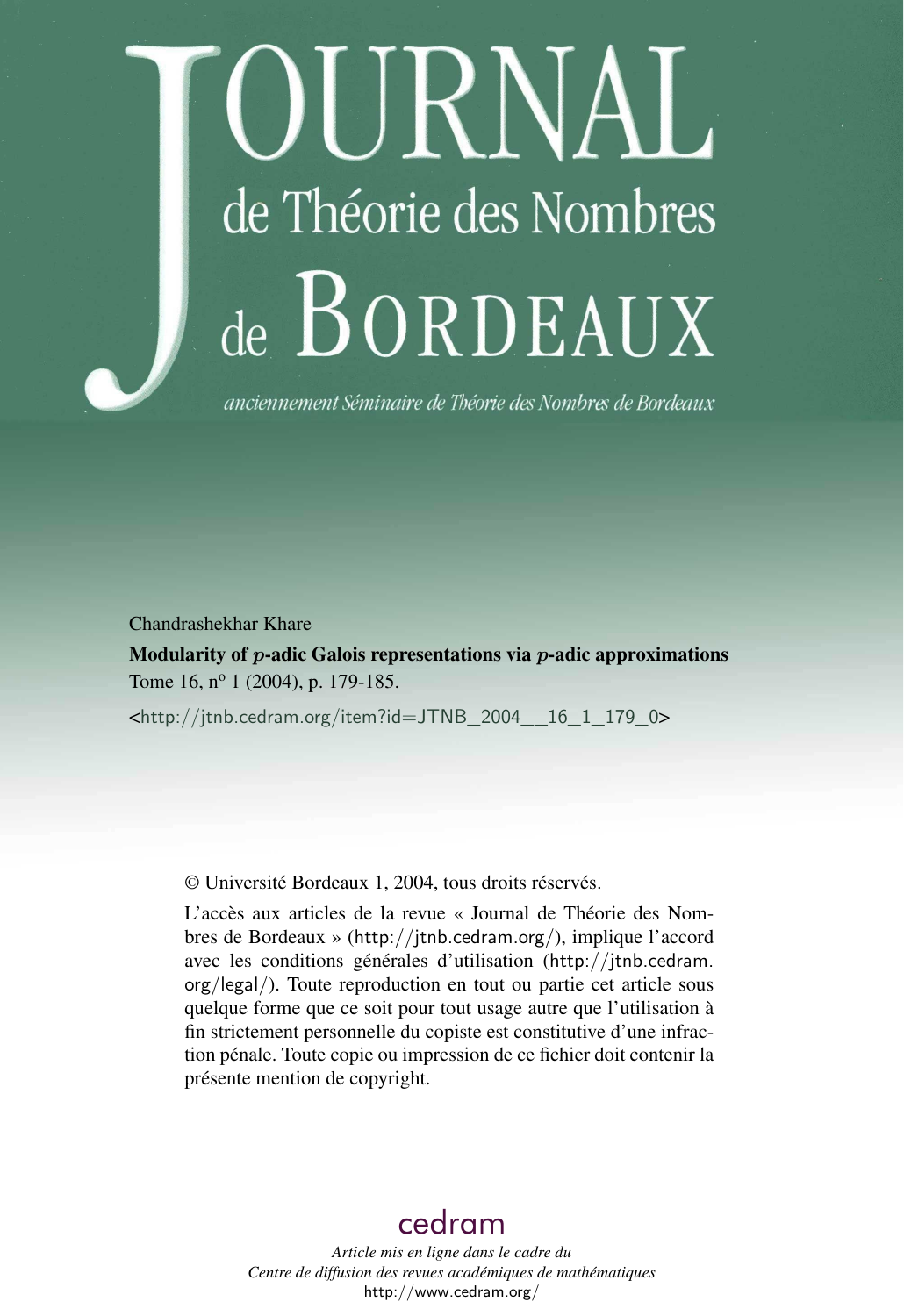# JOURNAL de Théorie des Nombres de BORDEAUX

*anciennement Séminaire de Théorie des Nombres de Bordeaux*

Chandrashekhar Khare

**Modularity of $p$-adic Galois representations via $p$-adic approximations**

Tome 16, n$^{o}$ 1 (2004), p. 179-185.

<http://jtnb.cedram.org/item?id=JTNB_2004__16_1_179_0>

© Université Bordeaux 1, 2004, tous droits réservés.

L'accès aux articles de la revue « Journal de Théorie des Nombres de Bordeaux » (http://jtnb.cedram.org/), implique l'accord avec les conditions générales d'utilisation (http://jtnb.cedram.org/legal/). Toute reproduction en tout ou partie cet article sous quelque forme que ce soit pour tout usage autre que l'utilisation à fin strictement personnelle du copiste est constitutive d'une infraction pénale. Toute copie ou impression de ce fichier doit contenir la présente mention de copyright.

cedram

*Article mis en ligne dans le cadre du*
*Centre de diffusion des revues académiques de mathématiques*
http://www.cedram.org/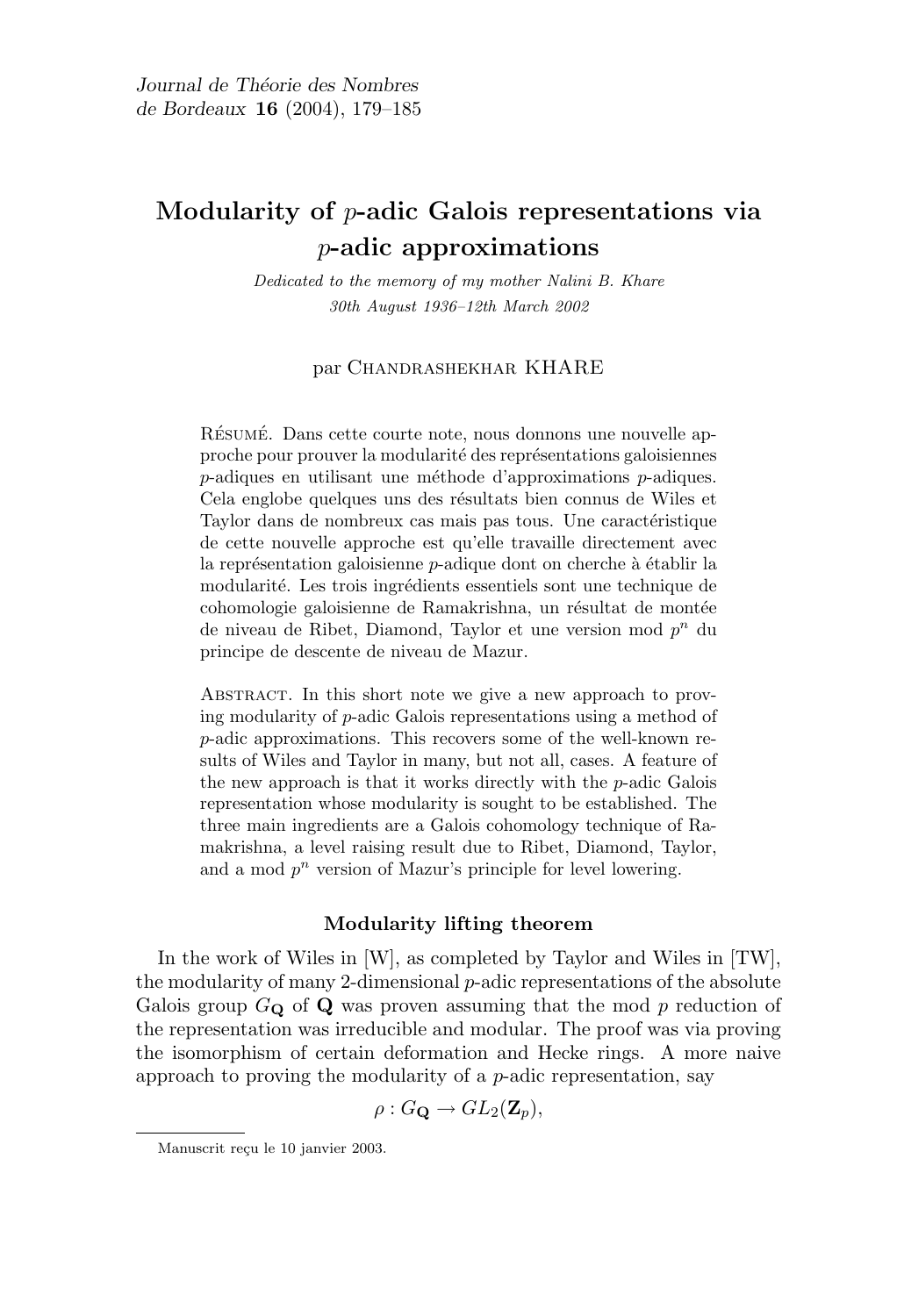Journal de Théorie des Nombres
de Bordeaux **16** (2004), 179–185

# Modularity of $p$-adic Galois representations via $p$-adic approximations

*Dedicated to the memory of my mother Nalini B. Khare*
*30th August 1936–12th March 2002*

par Chandrashekhar KHARE

Résumé. Dans cette courte note, nous donnons une nouvelle approche pour prouver la modularité des représentations galoisiennes $p$-adiques en utilisant une méthode d'approximations $p$-adiques. Cela englobe quelques uns des résultats bien connus de Wiles et Taylor dans de nombreux cas mais pas tous. Une caractéristique de cette nouvelle approche est qu'elle travaille directement avec la représentation galoisienne $p$-adique dont on cherche à établir la modularité. Les trois ingrédients essentiels sont une technique de cohomologie galoisienne de Ramakrishna, un résultat de montée de niveau de Ribet, Diamond, Taylor et une version mod $p^n$ du principe de descente de niveau de Mazur.

Abstract. In this short note we give a new approach to proving modularity of $p$-adic Galois representations using a method of $p$-adic approximations. This recovers some of the well-known results of Wiles and Taylor in many, but not all, cases. A feature of the new approach is that it works directly with the $p$-adic Galois representation whose modularity is sought to be established. The three main ingredients are a Galois cohomology technique of Ramakrishna, a level raising result due to Ribet, Diamond, Taylor, and a mod $p^n$ version of Mazur's principle for level lowering.

### Modularity lifting theorem

In the work of Wiles in [W], as completed by Taylor and Wiles in [TW], the modularity of many 2-dimensional $p$-adic representations of the absolute Galois group $G_{\mathbf{Q}}$ of $\mathbf{Q}$ was proven assuming that the mod $p$ reduction of the representation was irreducible and modular. The proof was via proving the isomorphism of certain deformation and Hecke rings. A more naive approach to proving the modularity of a $p$-adic representation, say

$$\rho : G_{\mathbf{Q}} \to GL_2(\mathbf{Z}_p),$$

Manuscrit reçu le 10 janvier 2003.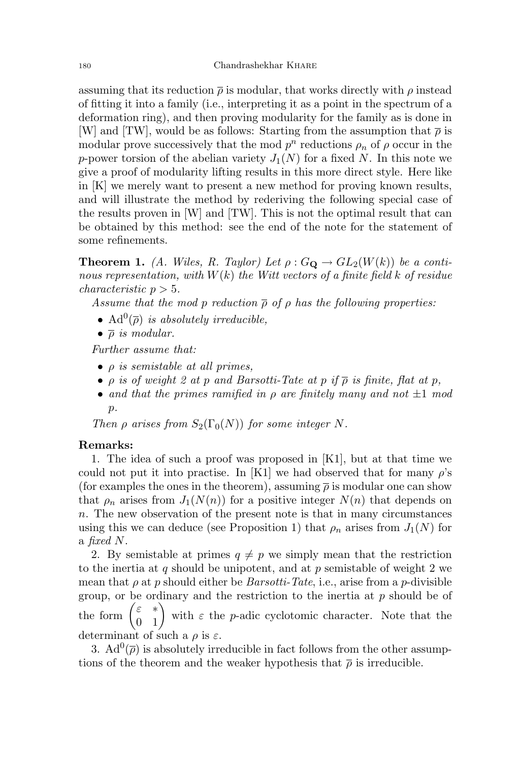assuming that its reduction $\overline{\rho}$ is modular, that works directly with $\rho$ instead of fitting it into a family (i.e., interpreting it as a point in the spectrum of a deformation ring), and then proving modularity for the family as is done in [W] and [TW], would be as follows: Starting from the assumption that $\overline{\rho}$ is modular prove successively that the mod $p^n$ reductions $\rho_n$ of $\rho$ occur in the $p$-power torsion of the abelian variety $J_1(N)$ for a fixed $N$. In this note we give a proof of modularity lifting results in this more direct style. Here like in [K] we merely want to present a new method for proving known results, and will illustrate the method by rederiving the following special case of the results proven in [W] and [TW]. This is not the optimal result that can be obtained by this method: see the end of the note for the statement of some refinements.

**Theorem 1.** *(A. Wiles, R. Taylor) Let $\rho : G_{\mathbf{Q}} \to GL_2(W(k))$ be a continous representation, with $W(k)$ the Witt vectors of a finite field $k$ of residue characteristic $p > 5$.*

*Assume that the mod $p$ reduction $\overline{\rho}$ of $\rho$ has the following properties:*

- *$\mathrm{Ad}^0(\overline{\rho})$ is absolutely irreducible,*
- *$\overline{\rho}$ is modular.*

*Further assume that:*

- *$\rho$ is semistable at all primes,*
- *$\rho$ is of weight 2 at $p$ and Barsotti-Tate at $p$ if $\overline{\rho}$ is finite, flat at $p$,*
- *and that the primes ramified in $\rho$ are finitely many and not $\pm 1$ mod $p$.*

*Then $\rho$ arises from $S_2(\Gamma_0(N))$ for some integer $N$.*

**Remarks:**

1. The idea of such a proof was proposed in [K1], but at that time we could not put it into practise. In [K1] we had observed that for many $\rho$'s (for examples the ones in the theorem), assuming $\overline{\rho}$ is modular one can show that $\rho_n$ arises from $J_1(N(n))$ for a positive integer $N(n)$ that depends on $n$. The new observation of the present note is that in many circumstances using this we can deduce (see Proposition 1) that $\rho_n$ arises from $J_1(N)$ for a *fixed* $N$.

2. By semistable at primes $q \neq p$ we simply mean that the restriction to the inertia at $q$ should be unipotent, and at $p$ semistable of weight 2 we mean that $\rho$ at $p$ should either be *Barsotti-Tate*, i.e., arise from a $p$-divisible group, or be ordinary and the restriction to the inertia at $p$ should be of the form $\begin{pmatrix} \varepsilon & * \\ 0 & 1 \end{pmatrix}$ with $\varepsilon$ the $p$-adic cyclotomic character. Note that the determinant of such a $\rho$ is $\varepsilon$.

3. $\mathrm{Ad}^0(\overline{\rho})$ is absolutely irreducible in fact follows from the other assumptions of the theorem and the weaker hypothesis that $\overline{\rho}$ is irreducible.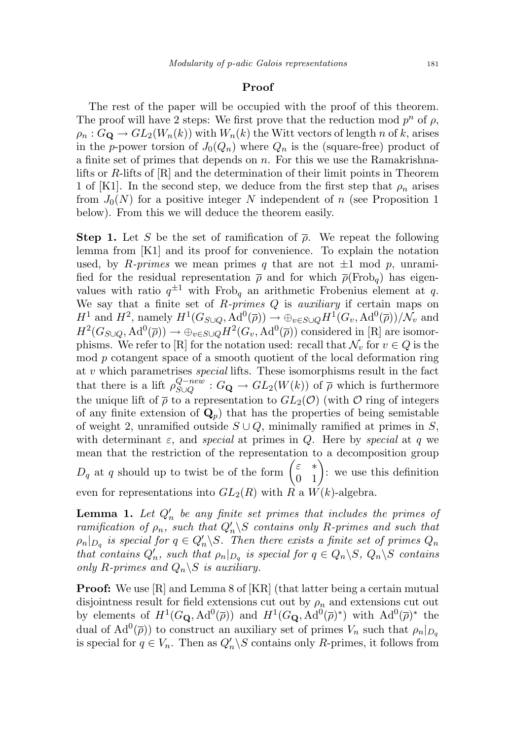## Proof

The rest of the paper will be occupied with the proof of this theorem. The proof will have 2 steps: We first prove that the reduction mod $p^n$ of $\rho$, $\rho_n : G_{\mathbf{Q}} \to GL_2(W_n(k))$ with $W_n(k)$ the Witt vectors of length $n$ of $k$, arises in the $p$-power torsion of $J_0(Q_n)$ where $Q_n$ is the (square-free) product of a finite set of primes that depends on $n$. For this we use the Ramakrishna-lifts or $R$-lifts of [R] and the determination of their limit points in Theorem 1 of [K1]. In the second step, we deduce from the first step that $\rho_n$ arises from $J_0(N)$ for a positive integer $N$ independent of $n$ (see Proposition 1 below). From this we will deduce the theorem easily.

**Step 1.** Let $S$ be the set of ramification of $\overline{\rho}$. We repeat the following lemma from [K1] and its proof for convenience. To explain the notation used, by *R-primes* we mean primes $q$ that are not $\pm 1$ mod $p$, unramified for the residual representation $\overline{\rho}$ and for which $\overline{\rho}(\mathrm{Frob}_q)$ has eigenvalues with ratio $q^{\pm 1}$ with $\mathrm{Frob}_q$ an arithmetic Frobenius element at $q$. We say that a finite set of *R-primes* $Q$ is *auxiliary* if certain maps on $H^1$ and $H^2$, namely $H^1(G_{S\cup Q}, \mathrm{Ad}^0(\overline{\rho})) \to \oplus_{v\in S\cup Q} H^1(G_v, \mathrm{Ad}^0(\overline{\rho}))/\mathcal{N}_v$ and $H^2(G_{S\cup Q}, \mathrm{Ad}^0(\overline{\rho})) \to \oplus_{v\in S\cup Q} H^2(G_v, \mathrm{Ad}^0(\overline{\rho}))$ considered in [R] are isomorphisms. We refer to [R] for the notation used: recall that $\mathcal{N}_v$ for $v \in Q$ is the mod $p$ cotangent space of a smooth quotient of the local deformation ring at $v$ which parametrises *special* lifts. These isomorphisms result in the fact that there is a lift $\rho_{S\cup Q}^{Q-new} : G_{\mathbf{Q}} \to GL_2(W(k))$ of $\overline{\rho}$ which is furthermore the unique lift of $\overline{\rho}$ to a representation to $GL_2(\mathcal{O})$ (with $\mathcal{O}$ ring of integers of any finite extension of $\mathbf{Q}_p$) that has the properties of being semistable of weight 2, unramified outside $S \cup Q$, minimally ramified at primes in $S$, with determinant $\varepsilon$, and *special* at primes in $Q$. Here by *special* at $q$ we mean that the restriction of the representation to a decomposition group $D_q$ at $q$ should up to twist be of the form $\begin{pmatrix} \varepsilon & * \\ 0 & 1 \end{pmatrix}$: we use this definition even for representations into $GL_2(R)$ with $R$ a $W(k)$-algebra.

**Lemma 1.** *Let $Q_n'$ be any finite set primes that includes the primes of ramification of $\rho_n$, such that $Q_n' \backslash S$ contains only R-primes and such that $\rho_n|_{D_q}$ is special for $q \in Q_n' \backslash S$. Then there exists a finite set of primes $Q_n$ that contains $Q_n'$, such that $\rho_n|_{D_q}$ is special for $q \in Q_n \backslash S$, $Q_n \backslash S$ contains only R-primes and $Q_n \backslash S$ is auxiliary.*

**Proof:** We use [R] and Lemma 8 of [KR] (that latter being a certain mutual disjointness result for field extensions cut out by $\rho_n$ and extensions cut out by elements of $H^1(G_{\mathbf{Q}}, \mathrm{Ad}^0(\overline{\rho}))$ and $H^1(G_{\mathbf{Q}}, \mathrm{Ad}^0(\overline{\rho})^*)$ with $\mathrm{Ad}^0(\overline{\rho})^*$ the dual of $\mathrm{Ad}^0(\overline{\rho})$) to construct an auxiliary set of primes $V_n$ such that $\rho_n|_{D_q}$ is special for $q \in V_n$. Then as $Q_n' \backslash S$ contains only $R$-primes, it follows from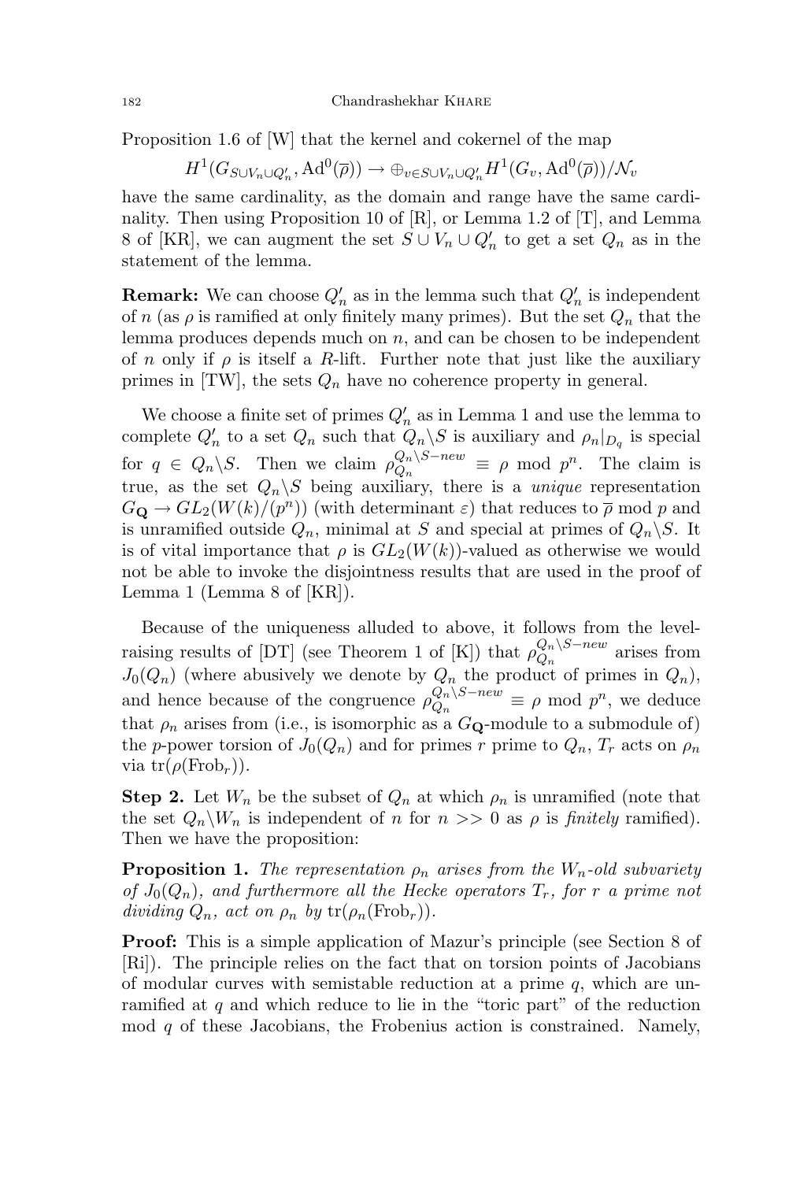Proposition 1.6 of [W] that the kernel and cokernel of the map

$$H^1(G_{S\cup V_n \cup Q'_n}, \mathrm{Ad}^0(\overline{\rho})) \to \oplus_{v\in S\cup V_n\cup Q'_n} H^1(G_v, \mathrm{Ad}^0(\overline{\rho}))/\mathcal{N}_v$$

have the same cardinality, as the domain and range have the same cardinality. Then using Proposition 10 of [R], or Lemma 1.2 of [T], and Lemma 8 of [KR], we can augment the set $S \cup V_n \cup Q'_n$ to get a set $Q_n$ as in the statement of the lemma.

**Remark:** We can choose $Q'_n$ as in the lemma such that $Q'_n$ is independent of $n$ (as $\rho$ is ramified at only finitely many primes). But the set $Q_n$ that the lemma produces depends much on $n$, and can be chosen to be independent of $n$ only if $\rho$ is itself a $R$-lift. Further note that just like the auxiliary primes in [TW], the sets $Q_n$ have no coherence property in general.

We choose a finite set of primes $Q'_n$ as in Lemma 1 and use the lemma to complete $Q'_n$ to a set $Q_n$ such that $Q_n\backslash S$ is auxiliary and $\rho_n|_{D_q}$ is special for $q \in Q_n\backslash S$. Then we claim $\rho_{Q_n}^{Q_n\backslash S-new} \equiv \rho \bmod p^n$. The claim is true, as the set $Q_n\backslash S$ being auxiliary, there is a *unique* representation $G_{\mathbf{Q}} \to GL_2(W(k)/(p^n))$ (with determinant $\varepsilon$) that reduces to $\overline{\rho}$ mod $p$ and is unramified outside $Q_n$, minimal at $S$ and special at primes of $Q_n\backslash S$. It is of vital importance that $\rho$ is $GL_2(W(k))$-valued as otherwise we would not be able to invoke the disjointness results that are used in the proof of Lemma 1 (Lemma 8 of [KR]).

Because of the uniqueness alluded to above, it follows from the level-raising results of [DT] (see Theorem 1 of [K]) that $\rho_{Q_n}^{Q_n\backslash S-new}$ arises from $J_0(Q_n)$ (where abusively we denote by $Q_n$ the product of primes in $Q_n$), and hence because of the congruence $\rho_{Q_n}^{Q_n\backslash S-new} \equiv \rho \bmod p^n$, we deduce that $\rho_n$ arises from (i.e., is isomorphic as a $G_{\mathbf{Q}}$-module to a submodule of) the $p$-power torsion of $J_0(Q_n)$ and for primes $r$ prime to $Q_n$, $T_r$ acts on $\rho_n$ via $\mathrm{tr}(\rho(\mathrm{Frob}_r))$.

**Step 2.** Let $W_n$ be the subset of $Q_n$ at which $\rho_n$ is unramified (note that the set $Q_n\backslash W_n$ is independent of $n$ for $n >> 0$ as $\rho$ is *finitely* ramified). Then we have the proposition:

**Proposition 1.** *The representation $\rho_n$ arises from the $W_n$-old subvariety of $J_0(Q_n)$, and furthermore all the Hecke operators $T_r$, for $r$ a prime not dividing $Q_n$, act on $\rho_n$ by $\mathrm{tr}(\rho_n(\mathrm{Frob}_r))$.*

**Proof:** This is a simple application of Mazur's principle (see Section 8 of [Ri]). The principle relies on the fact that on torsion points of Jacobians of modular curves with semistable reduction at a prime $q$, which are unramified at $q$ and which reduce to lie in the "toric part" of the reduction mod $q$ of these Jacobians, the Frobenius action is constrained. Namely,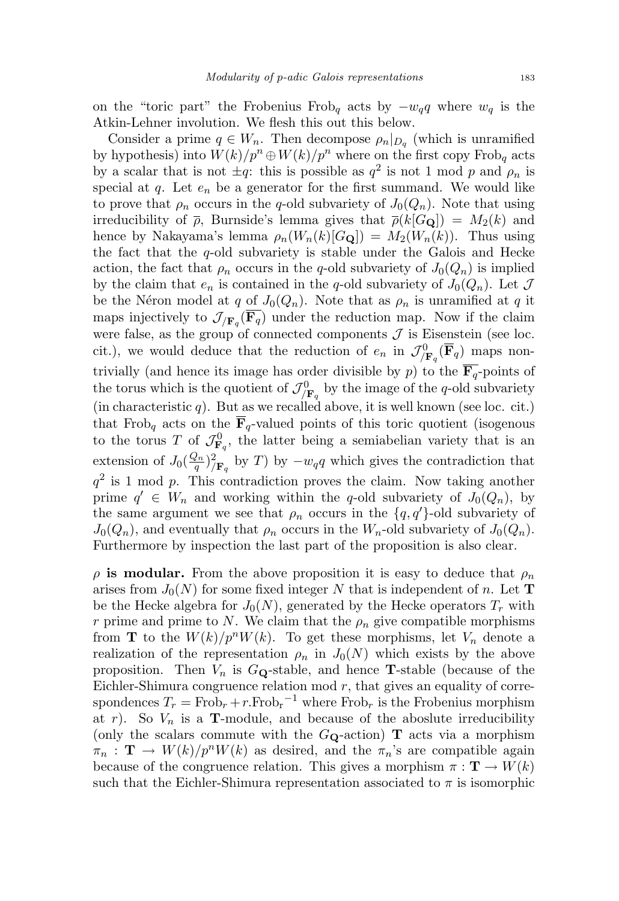on the "toric part" the Frobenius $\mathrm{Frob}_q$ acts by $-w_q q$ where $w_q$ is the Atkin-Lehner involution. We flesh this out this below.

Consider a prime $q \in W_n$. Then decompose $\rho_n|_{D_q}$ (which is unramified by hypothesis) into $W(k)/p^n \oplus W(k)/p^n$ where on the first copy $\mathrm{Frob}_q$ acts by a scalar that is not $\pm q$: this is possible as $q^2$ is not 1 mod $p$ and $\rho_n$ is special at $q$. Let $e_n$ be a generator for the first summand. We would like to prove that $\rho_n$ occurs in the $q$-old subvariety of $J_0(Q_n)$. Note that using irreducibility of $\overline{\rho}$, Burnside's lemma gives that $\overline{\rho}(k[G_{\mathbf{Q}}]) = M_2(k)$ and hence by Nakayama's lemma $\rho_n(W_n(k)[G_{\mathbf{Q}}]) = M_2(W_n(k))$. Thus using the fact that the $q$-old subvariety is stable under the Galois and Hecke action, the fact that $\rho_n$ occurs in the $q$-old subvariety of $J_0(Q_n)$ is implied by the claim that $e_n$ is contained in the $q$-old subvariety of $J_0(Q_n)$. Let $\mathcal{J}$ be the Néron model at $q$ of $J_0(Q_n)$. Note that as $\rho_n$ is unramified at $q$ it maps injectively to $\mathcal{J}_{/\mathbf{F}_q}(\overline{\mathbf{F}_q})$ under the reduction map. Now if the claim were false, as the group of connected components $\mathcal{J}$ is Eisenstein (see loc. cit.), we would deduce that the reduction of $e_n$ in $\mathcal{J}^0_{/\mathbf{F}_q}(\overline{\mathbf{F}}_q)$ maps non-trivially (and hence its image has order divisible by $p$) to the $\overline{\mathbf{F}_q}$-points of the torus which is the quotient of $\mathcal{J}^0_{/\mathbf{F}_q}$ by the image of the $q$-old subvariety (in characteristic $q$). But as we recalled above, it is well known (see loc. cit.) that $\mathrm{Frob}_q$ acts on the $\overline{\mathbf{F}}_q$-valued points of this toric quotient (isogenous to the torus $T$ of $\mathcal{J}^0_{\mathbf{F}_q}$, the latter being a semiabelian variety that is an extension of $J_0(\frac{Q_n}{q})^2_{/\mathbf{F}_q}$ by $T$) by $-w_q q$ which gives the contradiction that $q^2$ is 1 mod $p$. This contradiction proves the claim. Now taking another prime $q' \in W_n$ and working within the $q$-old subvariety of $J_0(Q_n)$, by the same argument we see that $\rho_n$ occurs in the $\{q, q'\}$-old subvariety of $J_0(Q_n)$, and eventually that $\rho_n$ occurs in the $W_n$-old subvariety of $J_0(Q_n)$. Furthermore by inspection the last part of the proposition is also clear.

**$\rho$ is modular.** From the above proposition it is easy to deduce that $\rho_n$ arises from $J_0(N)$ for some fixed integer $N$ that is independent of $n$. Let $\mathbf{T}$ be the Hecke algebra for $J_0(N)$, generated by the Hecke operators $T_r$ with $r$ prime and prime to $N$. We claim that the $\rho_n$ give compatible morphisms from $\mathbf{T}$ to the $W(k)/p^nW(k)$. To get these morphisms, let $V_n$ denote a realization of the representation $\rho_n$ in $J_0(N)$ which exists by the above proposition. Then $V_n$ is $G_{\mathbf{Q}}$-stable, and hence $\mathbf{T}$-stable (because of the Eichler-Shimura congruence relation mod $r$, that gives an equality of correspondences $T_r = \mathrm{Frob}_r + r.\mathrm{Frob_r}^{-1}$ where $\mathrm{Frob}_r$ is the Frobenius morphism at $r$). So $V_n$ is a $\mathbf{T}$-module, and because of the aboslute irreducibility (only the scalars commute with the $G_{\mathbf{Q}}$-action) $\mathbf{T}$ acts via a morphism $\pi_n : \mathbf{T} \to W(k)/p^nW(k)$ as desired, and the $\pi_n$'s are compatible again because of the congruence relation. This gives a morphism $\pi : \mathbf{T} \to W(k)$ such that the Eichler-Shimura representation associated to $\pi$ is isomorphic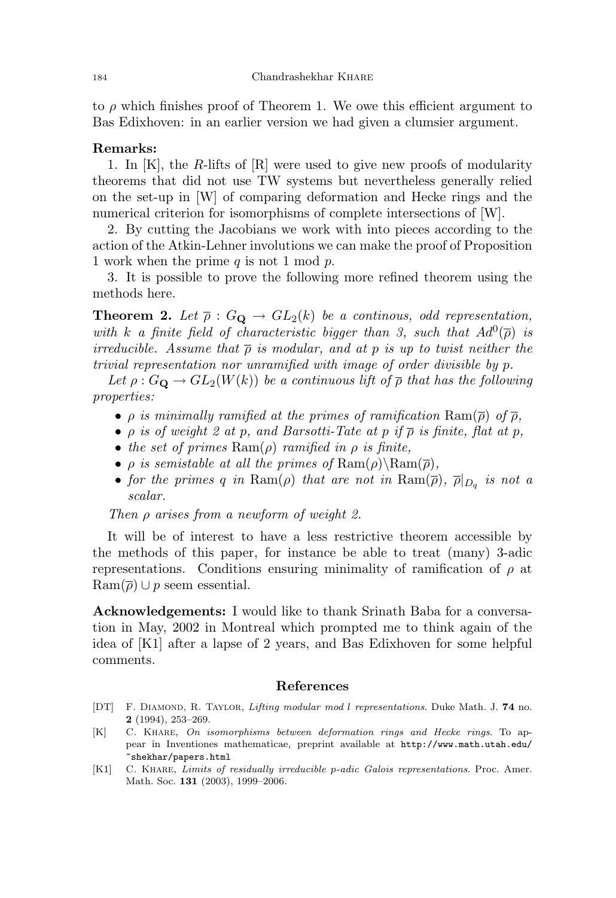to $\rho$ which finishes proof of Theorem 1. We owe this efficient argument to Bas Edixhoven: in an earlier version we had given a clumsier argument.

**Remarks:**

1. In [K], the $R$-lifts of [R] were used to give new proofs of modularity theorems that did not use TW systems but nevertheless generally relied on the set-up in [W] of comparing deformation and Hecke rings and the numerical criterion for isomorphisms of complete intersections of [W].

2. By cutting the Jacobians we work with into pieces according to the action of the Atkin-Lehner involutions we can make the proof of Proposition 1 work when the prime $q$ is not 1 mod $p$.

3. It is possible to prove the following more refined theorem using the methods here.

**Theorem 2.** *Let $\overline{\rho} : G_{\mathbf{Q}} \to GL_2(k)$ be a continous, odd representation, with $k$ a finite field of characteristic bigger than 3, such that $Ad^0(\overline{\rho})$ is irreducible. Assume that $\overline{\rho}$ is modular, and at $p$ is up to twist neither the trivial representation nor unramified with image of order divisible by $p$.*

*Let $\rho : G_{\mathbf{Q}} \to GL_2(W(k))$ be a continuous lift of $\overline{\rho}$ that has the following properties:*

- *$\rho$ is minimally ramified at the primes of ramification $\mathrm{Ram}(\overline{\rho})$ of $\overline{\rho}$,*
- *$\rho$ is of weight 2 at $p$, and Barsotti-Tate at $p$ if $\overline{\rho}$ is finite, flat at $p$,*
- *the set of primes $\mathrm{Ram}(\rho)$ ramified in $\rho$ is finite,*
- *$\rho$ is semistable at all the primes of $\mathrm{Ram}(\rho) \backslash \mathrm{Ram}(\overline{\rho})$,*
- *for the primes $q$ in $\mathrm{Ram}(\rho)$ that are not in $\mathrm{Ram}(\overline{\rho})$, $\overline{\rho}|_{D_q}$ is not a scalar.*

*Then $\rho$ arises from a newform of weight 2.*

It will be of interest to have a less restrictive theorem accessible by the methods of this paper, for instance be able to treat (many) 3-adic representations. Conditions ensuring minimality of ramification of $\rho$ at $\mathrm{Ram}(\overline{\rho}) \cup p$ seem essential.

**Acknowledgements:** I would like to thank Srinath Baba for a conversation in May, 2002 in Montreal which prompted me to think again of the idea of [K1] after a lapse of 2 years, and Bas Edixhoven for some helpful comments.

## References

[DT] F. Diamond, R. Taylor, *Lifting modular mod l representations*. Duke Math. J. **74** no. **2** (1994), 253–269.

[K] C. Khare, *On isomorphisms between deformation rings and Hecke rings*. To appear in Inventiones mathematicae, preprint available at `http://www.math.utah.edu/~shekhar/papers.html`

[K1] C. Khare, *Limits of residually irreducible p-adic Galois representations*. Proc. Amer. Math. Soc. **131** (2003), 1999–2006.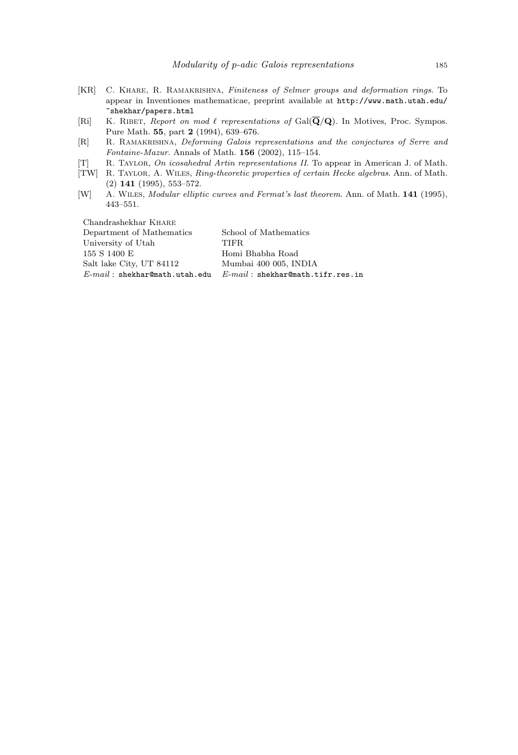[KR] C. Khare, R. Ramakrishna, *Finiteness of Selmer groups and deformation rings*. To appear in Inventiones mathematicae, preprint available at http://www.math.utah.edu/~shekhar/papers.html

[Ri] K. Ribet, *Report on mod $\ell$ representations of* $\mathrm{Gal}(\overline{\mathbf{Q}}/\mathbf{Q})$. In Motives, Proc. Sympos. Pure Math. **55**, part **2** (1994), 639–676.

[R] R. Ramakrishna, *Deforming Galois representations and the conjectures of Serre and Fontaine-Mazur*. Annals of Math. **156** (2002), 115–154.

[T] R. Taylor, *On icosahedral Artin representations II*. To appear in American J. of Math.

[TW] R. Taylor, A. Wiles, *Ring-theoretic properties of certain Hecke algebras*. Ann. of Math. (2) **141** (1995), 553–572.

[W] A. Wiles, *Modular elliptic curves and Fermat's last theorem*. Ann. of Math. **141** (1995), 443–551.

Chandrashekhar Khare

| | |
|---|---|
| Department of Mathematics | School of Mathematics |
| University of Utah | TIFR |
| 155 S 1400 E | Homi Bhabha Road |
| Salt lake City, UT 84112 | Mumbai 400 005, INDIA |
| *E-mail* : shekhar@math.utah.edu | *E-mail* : shekhar@math.tifr.res.in |